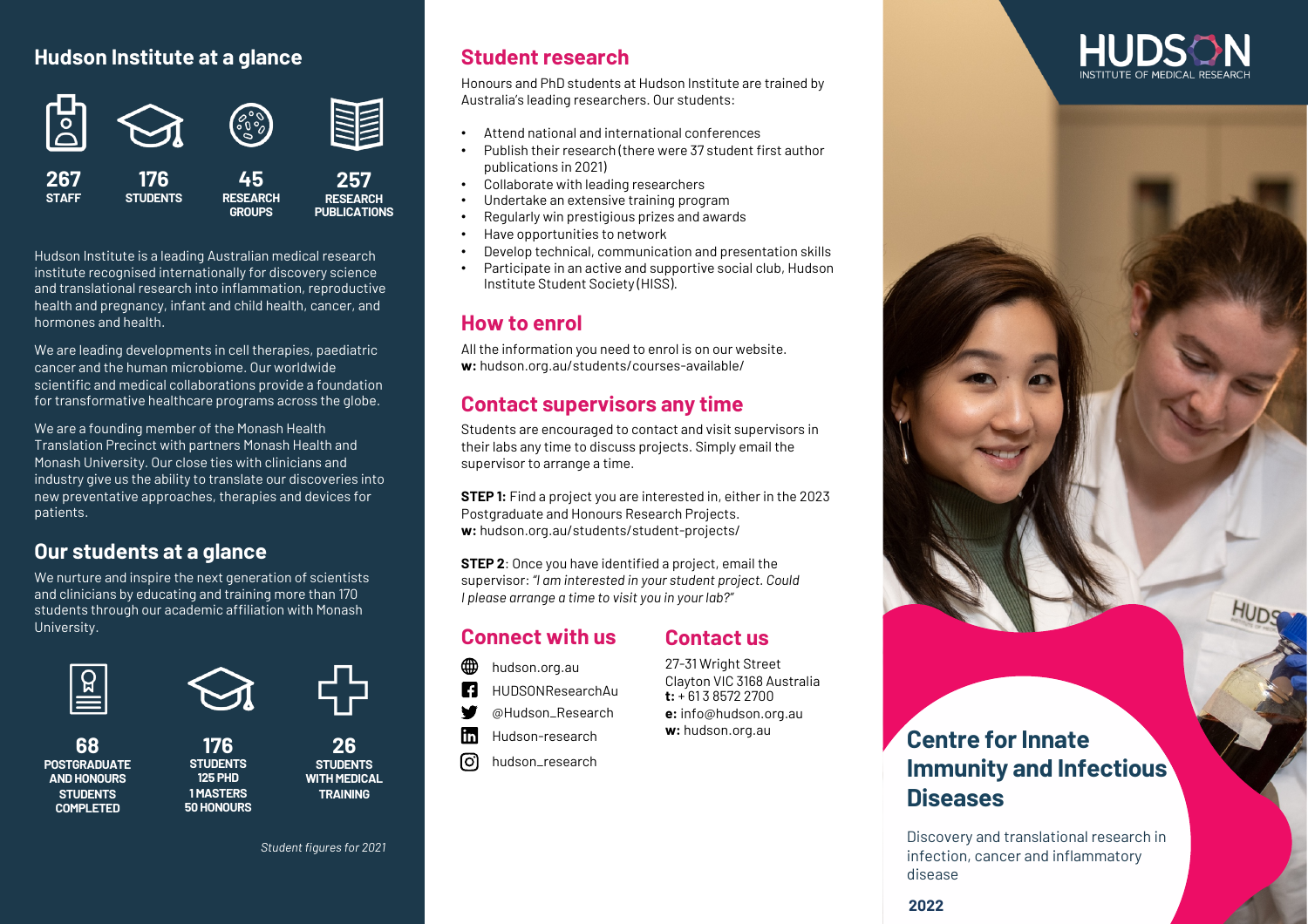## Hudson Institute at a glance

**267** STAFF

**176** STUDENTS

**45** RESEARCH GROUPS

**257** RESEARCH PUBLICATIONS

Hudson Institute is a leading Australian medical research institute recognised internationally for discovery science and translational research into inflammation, reproductive health and pregnancy, infant and child health, cancer, and hormones and health.

We are leading developments in cell therapies, paediatric cancer and the human microbiome. Our worldwide scientific and medical collaborations provide a foundation for transformative healthcare programs across the globe.

We are a founding member of the Monash Health Translation Precinct with partners Monash Health and Monash University. Our close ties with clinicians and industry give us the ability to translate our discoveries into new preventative approaches, therapies and devices for patients.

## Our students at a glance

We nurture and inspire the next generation of scientists and clinicians by educating and training more than 170 students through our academic affiliation with Monash University.

**68** POSTGRADUATE AND HONOURS STUDENTS COMPLETED

**176** STUDENTS
125 PHD
1 MASTERS
50 HONOURS

**26** STUDENTS WITH MEDICAL TRAINING

*Student figures for 2021*

## Student research

Honours and PhD students at Hudson Institute are trained by Australia's leading researchers. Our students:

- Attend national and international conferences
- Publish their research (there were 37 student first author publications in 2021)
- Collaborate with leading researchers
- Undertake an extensive training program
- Regularly win prestigious prizes and awards
- Have opportunities to network
- Develop technical, communication and presentation skills
- Participate in an active and supportive social club, Hudson Institute Student Society (HISS).

## How to enrol

All the information you need to enrol is on our website.
**w:** hudson.org.au/students/courses-available/

## Contact supervisors any time

Students are encouraged to contact and visit supervisors in their labs any time to discuss projects. Simply email the supervisor to arrange a time.

**STEP 1:** Find a project you are interested in, either in the 2023 Postgraduate and Honours Research Projects.
**w:** hudson.org.au/students/student-projects/

**STEP 2**: Once you have identified a project, email the supervisor: *"I am interested in your student project. Could I please arrange a time to visit you in your lab?"*

## Connect with us

hudson.org.au
HUDSONResearchAu
@Hudson_Research
Hudson-research
hudson_research

## Contact us

27-31 Wright Street
Clayton VIC 3168 Australia
**t:** + 61 3 8572 2700
**e:** info@hudson.org.au
**w:** hudson.org.au

HUDSON INSTITUTE OF MEDICAL RESEARCH

# Centre for Innate Immunity and Infectious Diseases

Discovery and translational research in infection, cancer and inflammatory disease

**2022**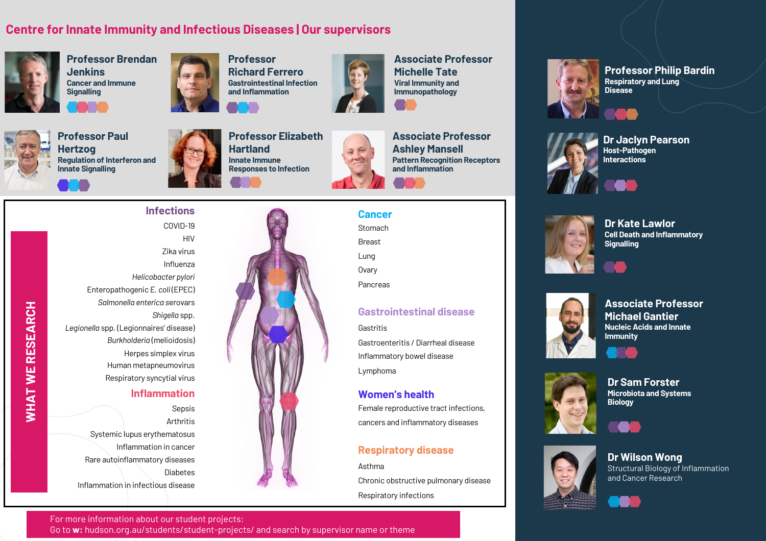# Centre for Innate Immunity and Infectious Diseases | Our supervisors

**Professor Brendan Jenkins**
Cancer and Immune Signalling

**Professor Richard Ferrero**
Gastrointestinal Infection and Inflammation

**Associate Professor Michelle Tate**
Viral Immunity and Immunopathology

**Professor Paul Hertzog**
Regulation of Interferon and Innate Signalling

**Professor Elizabeth Hartland**
Innate Immune Responses to Infection

**Associate Professor Ashley Mansell**
Pattern Recognition Receptors and Inflammation

**Professor Philip Bardin**
Respiratory and Lung Disease

**Dr Jaclyn Pearson**
Host-Pathogen Interactions

**Dr Kate Lawlor**
Cell Death and Inflammatory Signalling

**Associate Professor Michael Gantier**
Nucleic Acids and Innate Immunity

**Dr Sam Forster**
Microbiota and Systems Biology

**Dr Wilson Wong**
Structural Biology of Inflammation and Cancer Research

## WHAT WE RESEARCH

### Infections

- COVID-19
- HIV
- Zika virus
- Influenza
- *Helicobacter pylori*
- Enteropathogenic *E. coli* (EPEC)
- *Salmonella enterica* serovars
- *Shigella* spp.
- *Legionella* spp. (Legionnaires' disease)
- *Burkholderia* (melioidosis)
- Herpes simplex virus
- Human metapneumovirus
- Respiratory syncytial virus

### Inflammation

- Sepsis
- Arthritis
- Systemic lupus erythematosus
- Inflammation in cancer
- Rare autoinflammatory diseases
- Diabetes
- Inflammation in infectious disease

### Cancer

- Stomach
- Breast
- Lung
- Ovary
- Pancreas

### Gastrointestinal disease

- Gastritis
- Gastroenteritis / Diarrheal disease
- Inflammatory bowel disease
- Lymphoma

### Women's health

- Female reproductive tract infections, cancers and inflammatory diseases

### Respiratory disease

- Asthma
- Chronic obstructive pulmonary disease
- Respiratory infections

For more information about our student projects:
Go to **w:** hudson.org.au/students/student-projects/ and search by supervisor name or theme